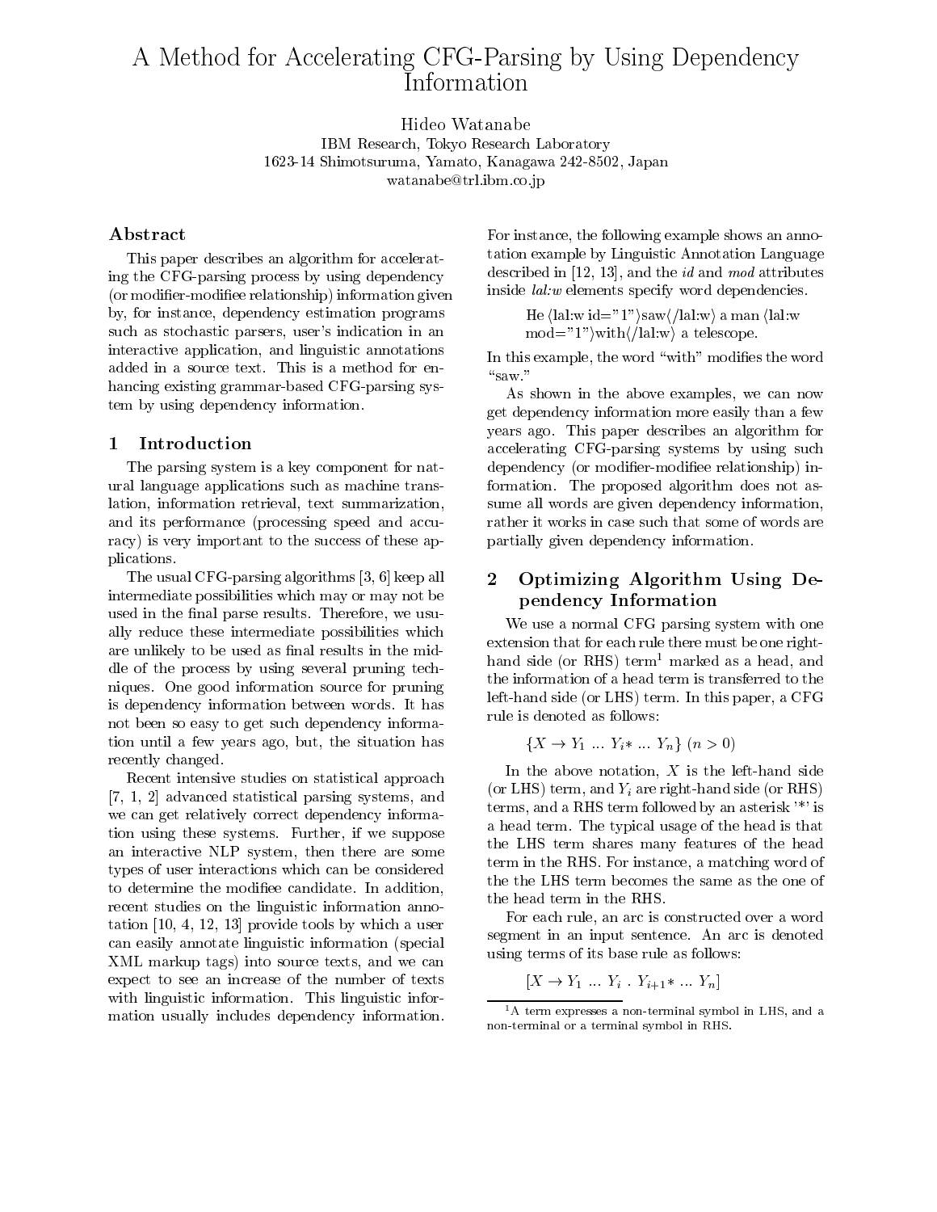# A Method for Accelerating CFG-Parsing by Using Dependency Information

Hideo Watanabe
IBM Research, Tokyo Research Laboratory
1623-14 Shimotsuruma, Yamato, Kanagawa 242-8502, Japan
watanabe@trl.ibm.co.jp

## Abstract

This paper describes an algorithm for accelerating the CFG-parsing process by using dependency (or modifier-modifiee relationship) information given by, for instance, dependency estimation programs such as stochastic parsers, user's indication in an interactive application, and linguistic annotations added in a source text. This is a method for enhancing existing grammar-based CFG-parsing system by using dependency information.

## 1 Introduction

The parsing system is a key component for natural language applications such as machine translation, information retrieval, text summarization, and its performance (processing speed and accuracy) is very important to the success of these applications.

The usual CFG-parsing algorithms [3, 6] keep all intermediate possibilities which may or may not be used in the final parse results. Therefore, we usually reduce these intermediate possibilities which are unlikely to be used as final results in the middle of the process by using several pruning techniques. One good information source for pruning is dependency information between words. It has not been so easy to get such dependency information until a few years ago, but, the situation has recently changed.

Recent intensive studies on statistical approach [7, 1, 2] advanced statistical parsing systems, and we can get relatively correct dependency information using these systems. Further, if we suppose an interactive NLP system, then there are some types of user interactions which can be considered to determine the modifiee candidate. In addition, recent studies on the linguistic information annotation [10, 4, 12, 13] provide tools by which a user can easily annotate linguistic information (special XML markup tags) into source texts, and we can expect to see an increase of the number of texts with linguistic information. This linguistic information usually includes dependency information. For instance, the following example shows an annotation example by Linguistic Annotation Language described in [12, 13], and the *id* and *mod* attributes inside *lal:w* elements specify word dependencies.

> He ⟨lal:w id="1"⟩saw⟨/lal:w⟩ a man ⟨lal:w mod="1"⟩with⟨/lal:w⟩ a telescope.

In this example, the word "with" modifies the word "saw."

As shown in the above examples, we can now get dependency information more easily than a few years ago. This paper describes an algorithm for accelerating CFG-parsing systems by using such dependency (or modifier-modifiee relationship) information. The proposed algorithm does not assume all words are given dependency information, rather it works in case such that some of words are partially given dependency information.

## 2 Optimizing Algorithm Using Dependency Information

We use a normal CFG parsing system with one extension that for each rule there must be one right-hand side (or RHS) term[1] marked as a head, and the information of a head term is transferred to the left-hand side (or LHS) term. In this paper, a CFG rule is denoted as follows:

$$\{X \rightarrow Y_1 \ ... \ Y_i* \ ... \ Y_n\} \ (n > 0)$$

In the above notation, $X$ is the left-hand side (or LHS) term, and $Y_i$ are right-hand side (or RHS) terms, and a RHS term followed by an asterisk '*' is a head term. The typical usage of the head is that the LHS term shares many features of the head term in the RHS. For instance, a matching word of the the LHS term becomes the same as the one of the head term in the RHS.

For each rule, an arc is constructed over a word segment in an input sentence. An arc is denoted using terms of its base rule as follows:

$$[X \rightarrow Y_1 \ ... \ Y_i \ . \ Y_{i+1}* \ ... \ Y_n]$$

[1] A term expresses a non-terminal symbol in LHS, and a non-terminal or a terminal symbol in RHS.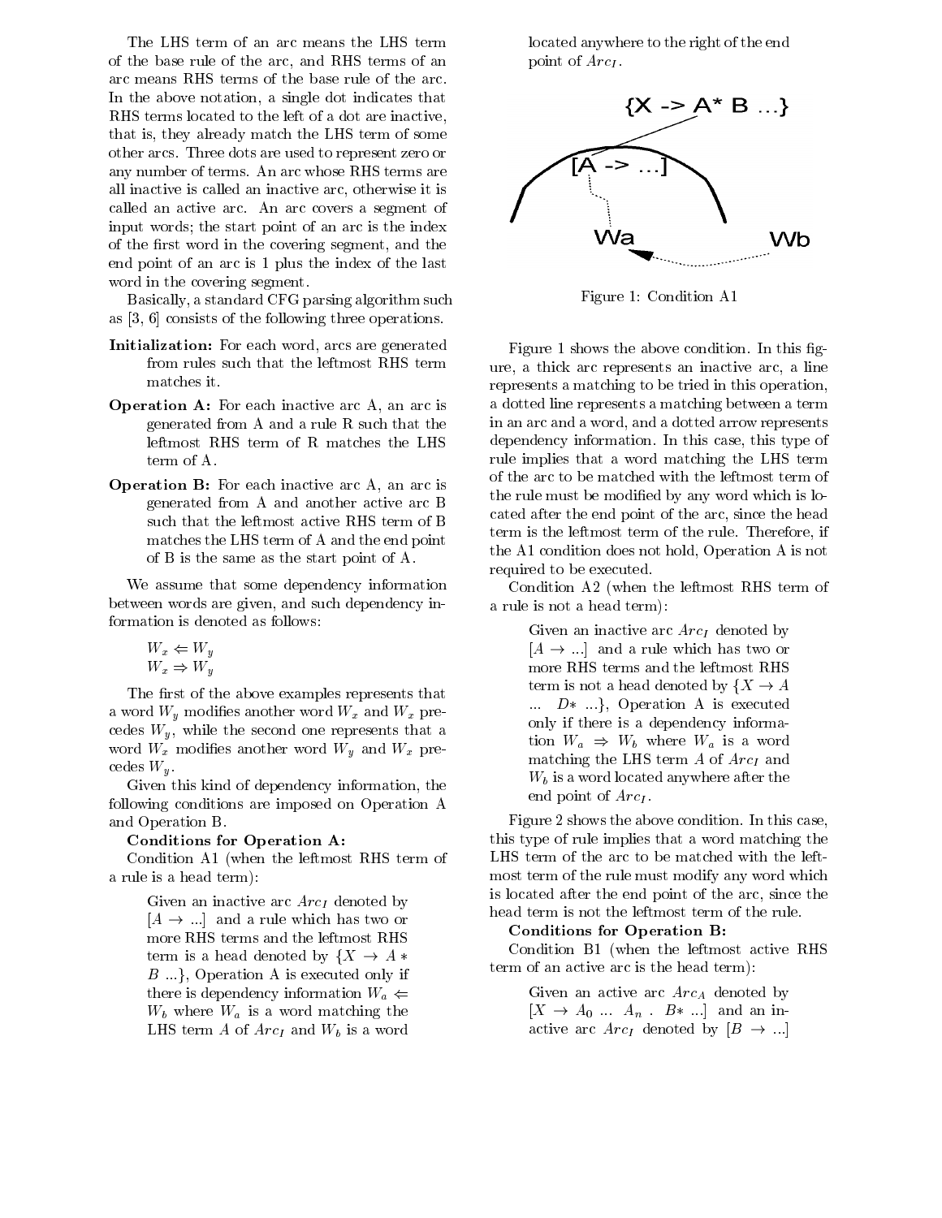The LHS term of an arc means the LHS term of the base rule of the arc, and RHS terms of an arc means RHS terms of the base rule of the arc. In the above notation, a single dot indicates that RHS terms located to the left of a dot are inactive, that is, they already match the LHS term of some other arcs. Three dots are used to represent zero or any number of terms. An arc whose RHS terms are all inactive is called an inactive arc, otherwise it is called an active arc. An arc covers a segment of input words; the start point of an arc is the index of the first word in the covering segment, and the end point of an arc is 1 plus the index of the last word in the covering segment.

Basically, a standard CFG parsing algorithm such as [3, 6] consists of the following three operations.

**Initialization:** For each word, arcs are generated from rules such that the leftmost RHS term matches it.

**Operation A:** For each inactive arc A, an arc is generated from A and a rule R such that the leftmost RHS term of R matches the LHS term of A.

**Operation B:** For each inactive arc A, an arc is generated from A and another active arc B such that the leftmost active RHS term of B matches the LHS term of A and the end point of B is the same as the start point of A.

We assume that some dependency information between words are given, and such dependency information is denoted as follows:

$W_x \Leftarrow W_y$
$W_x \Rightarrow W_y$

The first of the above examples represents that a word $W_y$ modifies another word $W_x$ and $W_x$ precedes $W_y$, while the second one represents that a word $W_x$ modifies another word $W_y$ and $W_x$ precedes $W_y$.

Given this kind of dependency information, the following conditions are imposed on Operation A and Operation B.

**Conditions for Operation A:**

Condition A1 (when the leftmost RHS term of a rule is a head term):

> Given an inactive arc $Arc_I$ denoted by $[A \rightarrow ...]$ and a rule which has two or more RHS terms and the leftmost RHS term is a head denoted by $\{X \rightarrow A*\ B\ ...\}$, Operation A is executed only if there is dependency information $W_a \Leftarrow W_b$ where $W_a$ is a word matching the LHS term $A$ of $Arc_I$ and $W_b$ is a word located anywhere to the right of the end point of $Arc_I$.

Figure 1: Condition A1

Figure 1 shows the above condition. In this figure, a thick arc represents an inactive arc, a line represents a matching to be tried in this operation, a dotted line represents a matching between a term in an arc and a word, and a dotted arrow represents dependency information. In this case, this type of rule implies that a word matching the LHS term of the arc to be matched with the leftmost term of the rule must be modified by any word which is located after the end point of the arc, since the head term is the leftmost term of the rule. Therefore, if the A1 condition does not hold, Operation A is not required to be executed.

Condition A2 (when the leftmost RHS term of a rule is not a head term):

> Given an inactive arc $Arc_I$ denoted by $[A \rightarrow ...]$ and a rule which has two or more RHS terms and the leftmost RHS term is not a head denoted by $\{X \rightarrow A\ ...\ D*\ ...\}$, Operation A is executed only if there is a dependency information $W_a \Rightarrow W_b$ where $W_a$ is a word matching the LHS term $A$ of $Arc_I$ and $W_b$ is a word located anywhere after the end point of $Arc_I$.

Figure 2 shows the above condition. In this case, this type of rule implies that a word matching the LHS term of the arc to be matched with the leftmost term of the rule must modify any word which is located after the end point of the arc, since the head term is not the leftmost term of the rule.

**Conditions for Operation B:**

Condition B1 (when the leftmost active RHS term of an active arc is the head term):

> Given an active arc $Arc_A$ denoted by $[X \rightarrow A_0\ ...\ A_n\ .\ B*\ ...]$ and an inactive arc $Arc_I$ denoted by $[B \rightarrow ...]$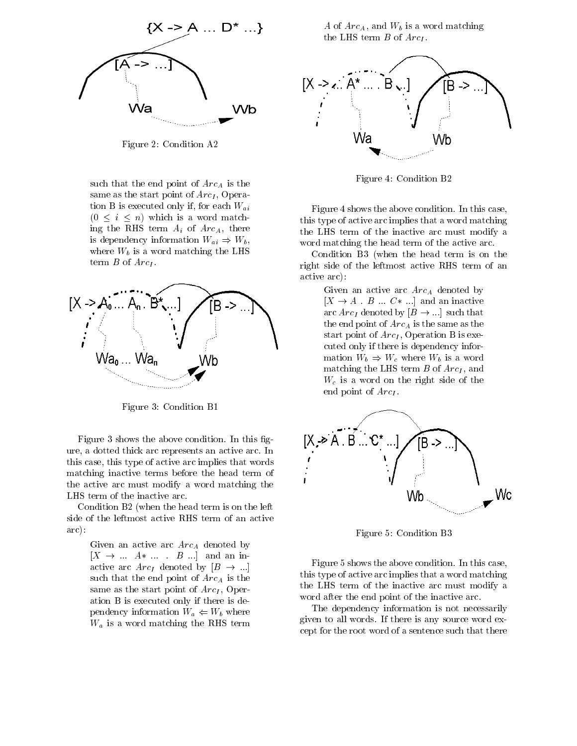Figure 2: Condition A2

such that the end point of $Arc_A$ is the same as the start point of $Arc_I$, Operation B is executed only if, for each $W_{ai}$ $(0 \leq i \leq n)$ which is a word matching the RHS term $A_i$ of $Arc_A$, there is dependency information $W_{ai} \Rightarrow W_b$, where $W_b$ is a word matching the LHS term $B$ of $Arc_I$.

Figure 3: Condition B1

Figure 3 shows the above condition. In this figure, a dotted thick arc represents an active arc. In this case, this type of active arc implies that words matching inactive terms before the head term of the active arc must modify a word matching the LHS term of the inactive arc.

Condition B2 (when the head term is on the left side of the leftmost active RHS term of an active arc):

> Given an active arc $Arc_A$ denoted by $[X \rightarrow ...\ A* \ ...\ .\ B\ ...]$ and an inactive arc $Arc_I$ denoted by $[B \rightarrow ...]$ such that the end point of $Arc_A$ is the same as the start point of $Arc_I$, Operation B is executed only if there is dependency information $W_a \Leftarrow W_b$ where $W_a$ is a word matching the RHS term $A$ of $Arc_A$, and $W_b$ is a word matching the LHS term $B$ of $Arc_I$.

Figure 4: Condition B2

Figure 4 shows the above condition. In this case, this type of active arc implies that a word matching the LHS term of the inactive arc must modify a word matching the head term of the active arc.

Condition B3 (when the head term is on the right side of the leftmost active RHS term of an active arc):

> Given an active arc $Arc_A$ denoted by $[X \rightarrow A\ .\ B\ ...\ C*\ ...]$ and an inactive arc $Arc_I$ denoted by $[B \rightarrow ...]$ such that the end point of $Arc_A$ is the same as the start point of $Arc_I$, Operation B is executed only if there is dependency information $W_b \Rightarrow W_c$ where $W_b$ is a word matching the LHS term $B$ of $Arc_I$, and $W_c$ is a word on the right side of the end point of $Arc_I$.

Figure 5: Condition B3

Figure 5 shows the above condition. In this case, this type of active arc implies that a word matching the LHS term of the inactive arc must modify a word after the end point of the inactive arc.

The dependency information is not necessarily given to all words. If there is any source word except for the root word of a sentence such that there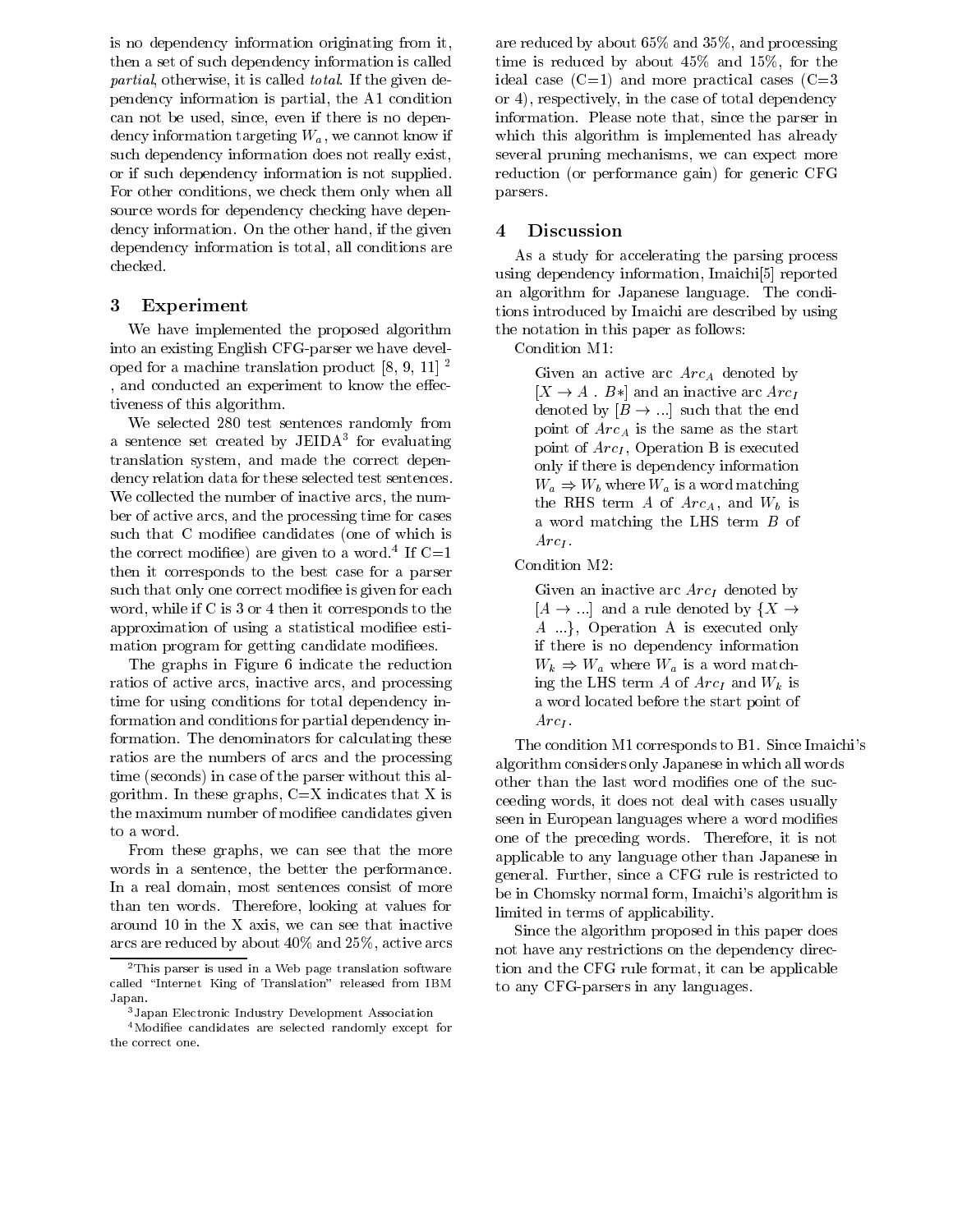is no dependency information originating from it, then a set of such dependency information is called *partial*, otherwise, it is called *total*. If the given dependency information is partial, the A1 condition can not be used, since, even if there is no dependency information targeting $W_a$, we cannot know if such dependency information does not really exist, or if such dependency information is not supplied. For other conditions, we check them only when all source words for dependency checking have dependency information. On the other hand, if the given dependency information is total, all conditions are checked.

## 3 Experiment

We have implemented the proposed algorithm into an existing English CFG-parser we have developed for a machine translation product [8, 9, 11] [2], and conducted an experiment to know the effectiveness of this algorithm.

We selected 280 test sentences randomly from a sentence set created by JEIDA[3] for evaluating translation system, and made the correct dependency relation data for these selected test sentences. We collected the number of inactive arcs, the number of active arcs, and the processing time for cases such that C modifiee candidates (one of which is the correct modifiee) are given to a word.[4] If C=1 then it corresponds to the best case for a parser such that only one correct modifiee is given for each word, while if C is 3 or 4 then it corresponds to the approximation of using a statistical modifiee estimation program for getting candidate modifiees.

The graphs in Figure 6 indicate the reduction ratios of active arcs, inactive arcs, and processing time for using conditions for total dependency information and conditions for partial dependency information. The denominators for calculating these ratios are the numbers of arcs and the processing time (seconds) in case of the parser without this algorithm. In these graphs, C=X indicates that X is the maximum number of modifiee candidates given to a word.

From these graphs, we can see that the more words in a sentence, the better the performance. In a real domain, most sentences consist of more than ten words. Therefore, looking at values for around 10 in the X axis, we can see that inactive arcs are reduced by about 40% and 25%, active arcs are reduced by about 65% and 35%, and processing time is reduced by about 45% and 15%, for the ideal case (C=1) and more practical cases (C=3 or 4), respectively, in the case of total dependency information. Please note that, since the parser in which this algorithm is implemented has already several pruning mechanisms, we can expect more reduction (or performance gain) for generic CFG parsers.

[2] This parser is used in a Web page translation software called "Internet King of Translation" released from IBM Japan.

[3] Japan Electronic Industry Development Association

[4] Modifiee candidates are selected randomly except for the correct one.

## 4 Discussion

As a study for accelerating the parsing process using dependency information, Imaichi[5] reported an algorithm for Japanese language. The conditions introduced by Imaichi are described by using the notation in this paper as follows:

Condition M1:

> Given an active arc $Arc_A$ denoted by $[X \rightarrow A\ .\ B*]$ and an inactive arc $Arc_I$ denoted by $[B \rightarrow ...]$ such that the end point of $Arc_A$ is the same as the start point of $Arc_I$, Operation B is executed only if there is dependency information $W_a \Rightarrow W_b$ where $W_a$ is a word matching the RHS term $A$ of $Arc_A$, and $W_b$ is a word matching the LHS term $B$ of $Arc_I$.

Condition M2:

> Given an inactive arc $Arc_I$ denoted by $[A \rightarrow ...]$ and a rule denoted by $\{X \rightarrow A\ ...\}$, Operation A is executed only if there is no dependency information $W_k \Rightarrow W_a$ where $W_a$ is a word matching the LHS term $A$ of $Arc_I$ and $W_k$ is a word located before the start point of $Arc_I$.

The condition M1 corresponds to B1. Since Imaichi's algorithm considers only Japanese in which all words other than the last word modifies one of the succeeding words, it does not deal with cases usually seen in European languages where a word modifies one of the preceding words. Therefore, it is not applicable to any language other than Japanese in general. Further, since a CFG rule is restricted to be in Chomsky normal form, Imaichi's algorithm is limited in terms of applicability.

Since the algorithm proposed in this paper does not have any restrictions on the dependency direction and the CFG rule format, it can be applicable to any CFG-parsers in any languages.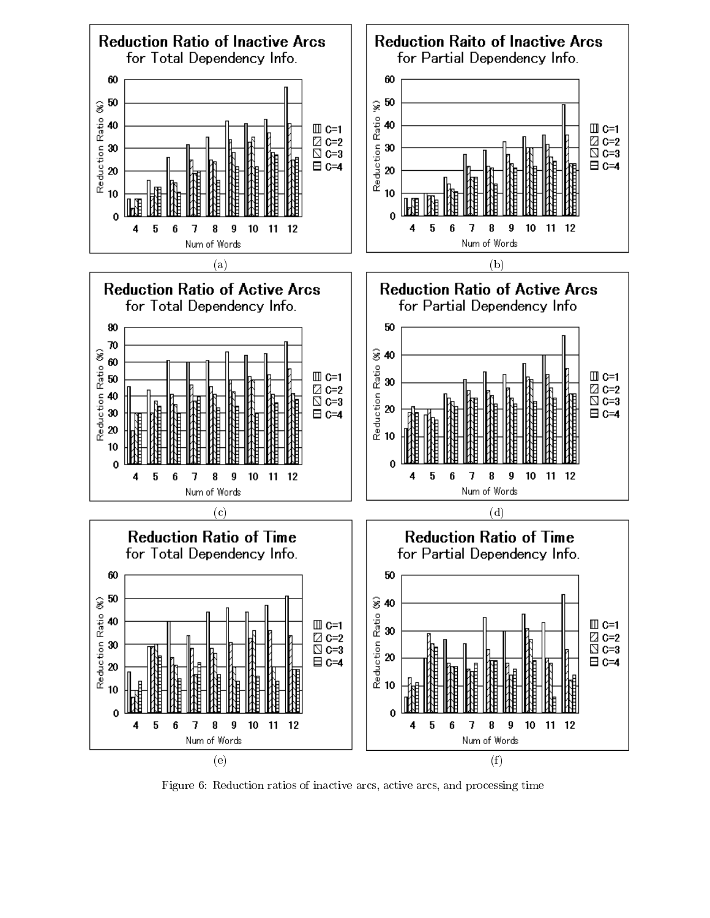Figure 6: Reduction ratios of inactive arcs, active arcs, and processing time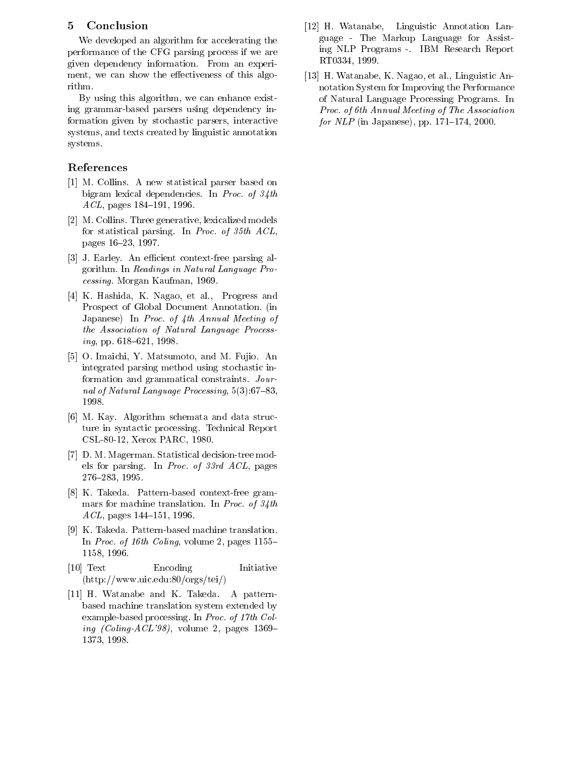## 5 Conclusion

We developed an algorithm for accelerating the performance of the CFG parsing process if we are given dependency information. From an experiment, we can show the effectiveness of this algorithm.

By using this algorithm, we can enhance existing grammar-based parsers using dependency information given by stochastic parsers, interactive systems, and texts created by linguistic annotation systems.

## References

[1] M. Collins. A new statistical parser based on bigram lexical dependencies. In *Proc. of 34th ACL*, pages 184–191, 1996.

[2] M. Collins. Three generative, lexicalized models for statistical parsing. In *Proc. of 35th ACL*, pages 16–23, 1997.

[3] J. Earley. An efficient context-free parsing algorithm. In *Readings in Natural Language Processing*. Morgan Kaufman, 1969.

[4] K. Hashida, K. Nagao, et al., Progress and Prospect of Global Document Annotation. (in Japanese) In *Proc. of 4th Annual Meeting of the Association of Natural Language Processing*, pp. 618–621, 1998.

[5] O. Imaichi, Y. Matsumoto, and M. Fujio. An integrated parsing method using stochastic information and grammatical constraints. *Journal of Natural Language Processing*, 5(3):67–83, 1998.

[6] M. Kay. Algorithm schemata and data structure in syntactic processing. Technical Report CSL-80-12, Xerox PARC, 1980.

[7] D. M. Magerman. Statistical decision-tree models for parsing. In *Proc. of 33rd ACL*, pages 276–283, 1995.

[8] K. Takeda. Pattern-based context-free grammars for machine translation. In *Proc. of 34th ACL*, pages 144–151, 1996.

[9] K. Takeda. Pattern-based machine translation. In *Proc. of 16th Coling*, volume 2, pages 1155–1158, 1996.

[10] Text Encoding Initiative (http://www.uic.edu:80/orgs/tei/)

[11] H. Watanabe and K. Takeda. A pattern-based machine translation system extended by example-based processing. In *Proc. of 17th Coling (Coling-ACL'98)*, volume 2, pages 1369–1373, 1998.

[12] H. Watanabe, Linguistic Annotation Language - The Markup Language for Assisting NLP Programs -. IBM Research Report RT0334, 1999.

[13] H. Watanabe, K. Nagao, et al., Linguistic Annotation System for Improving the Performance of Natural Language Processing Programs. In *Proc. of 6th Annual Meeting of The Association for NLP* (in Japanese), pp. 171–174, 2000.